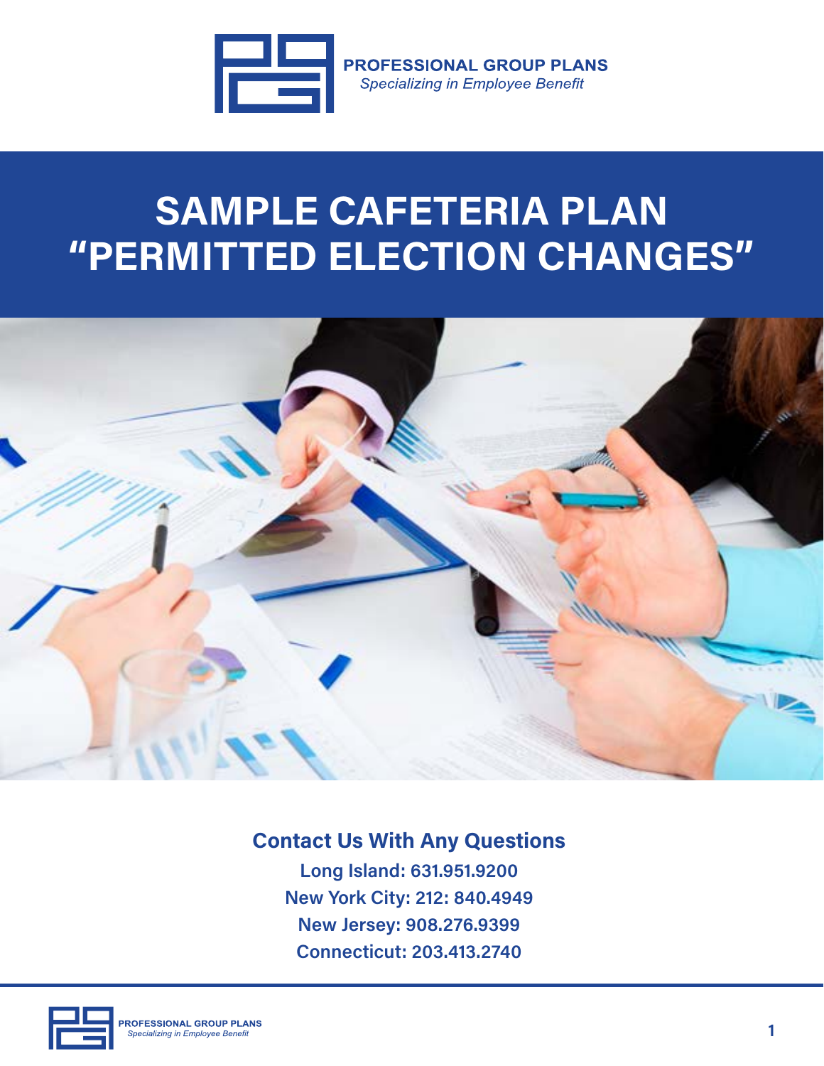**PROFESSIONAL GROUP PLANS**
*Specializing in Employee Benefit*

# SAMPLE CAFETERIA PLAN "PERMITTED ELECTION CHANGES"

## Contact Us With Any Questions

**Long Island: 631.951.9200**
**New York City: 212: 840.4949**
**New Jersey: 908.276.9399**
**Connecticut: 203.413.2740**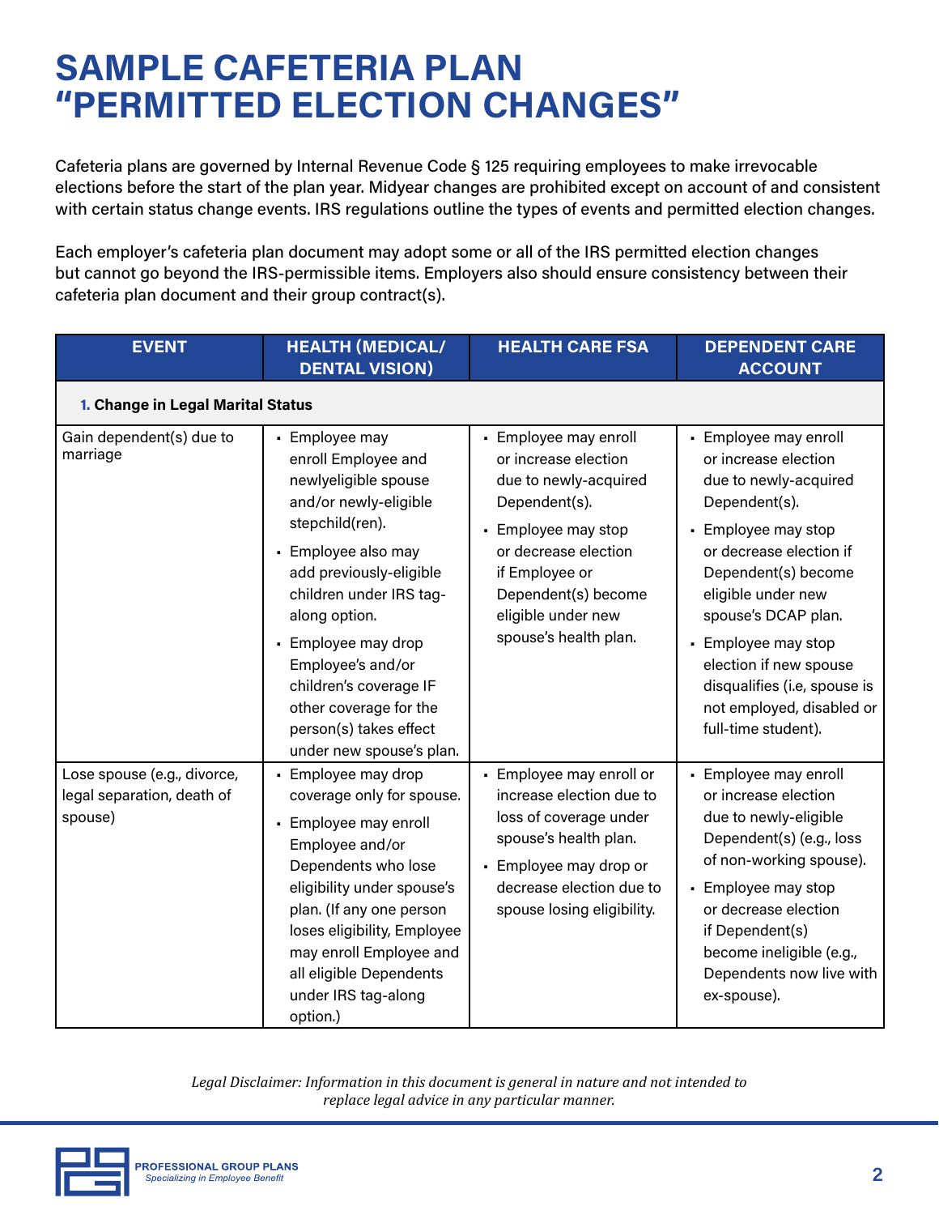# SAMPLE CAFETERIA PLAN "PERMITTED ELECTION CHANGES"

Cafeteria plans are governed by Internal Revenue Code § 125 requiring employees to make irrevocable elections before the start of the plan year. Midyear changes are prohibited except on account of and consistent with certain status change events. IRS regulations outline the types of events and permitted election changes.

Each employer's cafeteria plan document may adopt some or all of the IRS permitted election changes but cannot go beyond the IRS-permissible items. Employers also should ensure consistency between their cafeteria plan document and their group contract(s).

| EVENT | HEALTH (MEDICAL/ DENTAL VISION) | HEALTH CARE FSA | DEPENDENT CARE ACCOUNT |
|---|---|---|---|
| **1. Change in Legal Marital Status** | | | |
| Gain dependent(s) due to marriage | ▪ Employee may enroll Employee and newlyeligible spouse and/or newly-eligible stepchild(ren).<br>▪ Employee also may add previously-eligible children under IRS tag-along option.<br>▪ Employee may drop Employee's and/or children's coverage IF other coverage for the person(s) takes effect under new spouse's plan. | ▪ Employee may enroll or increase election due to newly-acquired Dependent(s).<br>▪ Employee may stop or decrease election if Employee or Dependent(s) become eligible under new spouse's health plan. | ▪ Employee may enroll or increase election due to newly-acquired Dependent(s).<br>▪ Employee may stop or decrease election if Dependent(s) become eligible under new spouse's DCAP plan.<br>▪ Employee may stop election if new spouse disqualifies (i.e, spouse is not employed, disabled or full-time student). |
| Lose spouse (e.g., divorce, legal separation, death of spouse) | ▪ Employee may drop coverage only for spouse.<br>▪ Employee may enroll Employee and/or Dependents who lose eligibility under spouse's plan. (If any one person loses eligibility, Employee may enroll Employee and all eligible Dependents under IRS tag-along option.) | ▪ Employee may enroll or increase election due to loss of coverage under spouse's health plan.<br>▪ Employee may drop or decrease election due to spouse losing eligibility. | ▪ Employee may enroll or increase election due to newly-eligible Dependent(s) (e.g., loss of non-working spouse).<br>▪ Employee may stop or decrease election if Dependent(s) become ineligible (e.g., Dependents now live with ex-spouse). |

*Legal Disclaimer: Information in this document is general in nature and not intended to replace legal advice in any particular manner.*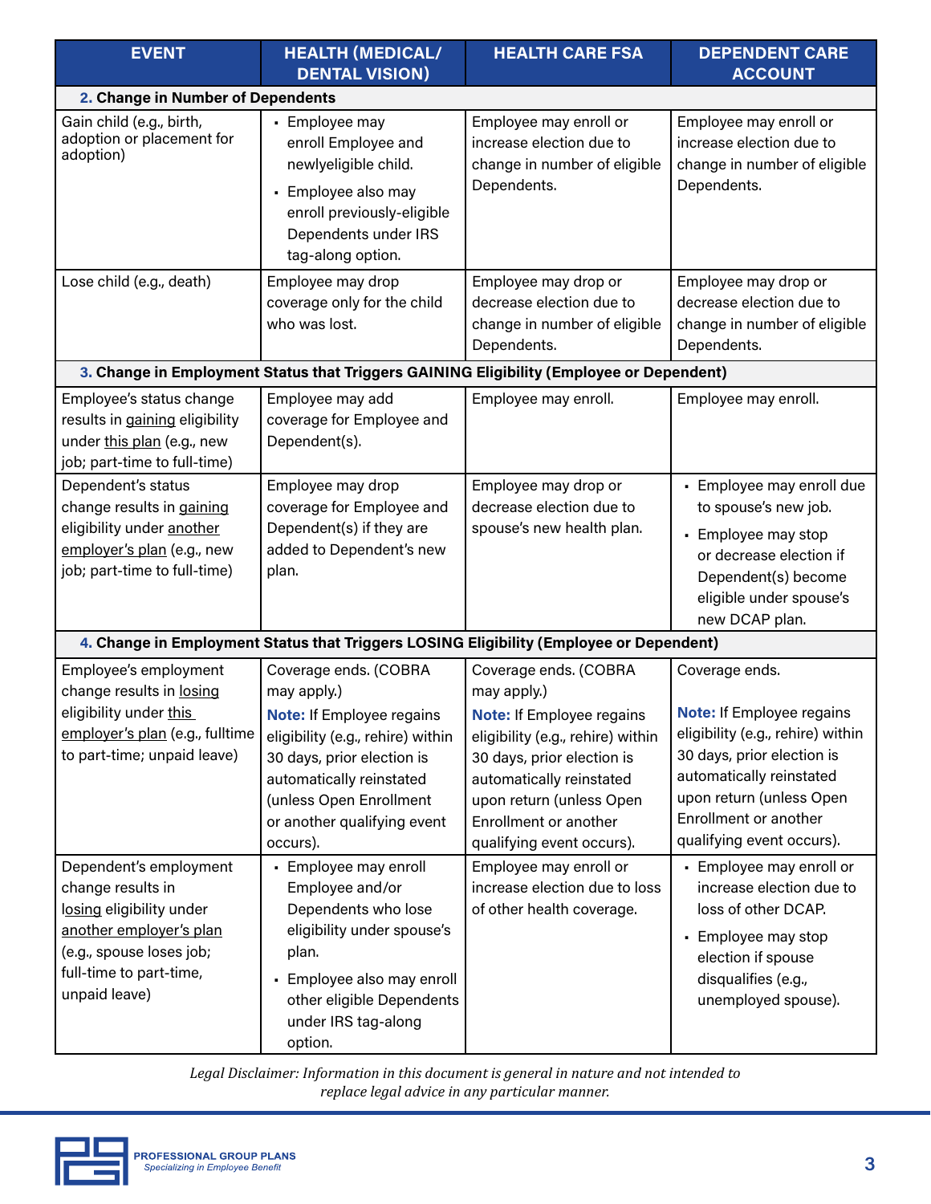| EVENT | HEALTH (MEDICAL/ DENTAL VISION) | HEALTH CARE FSA | DEPENDENT CARE ACCOUNT |
|---|---|---|---|
| **2. Change in Number of Dependents** | | | |
| Gain child (e.g., birth, adoption or placement for adoption) | • Employee may enroll Employee and newlyeligible child.<br>• Employee also may enroll previously-eligible Dependents under IRS tag-along option. | Employee may enroll or increase election due to change in number of eligible Dependents. | Employee may enroll or increase election due to change in number of eligible Dependents. |
| Lose child (e.g., death) | Employee may drop coverage only for the child who was lost. | Employee may drop or decrease election due to change in number of eligible Dependents. | Employee may drop or decrease election due to change in number of eligible Dependents. |
| **3. Change in Employment Status that Triggers GAINING Eligibility (Employee or Dependent)** | | | |
| Employee's status change results in gaining eligibility under this plan (e.g., new job; part-time to full-time) | Employee may add coverage for Employee and Dependent(s). | Employee may enroll. | Employee may enroll. |
| Dependent's status change results in gaining eligibility under another employer's plan (e.g., new job; part-time to full-time) | Employee may drop coverage for Employee and Dependent(s) if they are added to Dependent's new plan. | Employee may drop or decrease election due to spouse's new health plan. | • Employee may enroll due to spouse's new job.<br>• Employee may stop or decrease election if Dependent(s) become eligible under spouse's new DCAP plan. |
| **4. Change in Employment Status that Triggers LOSING Eligibility (Employee or Dependent)** | | | |
| Employee's employment change results in losing eligibility under this employer's plan (e.g., fulltime to part-time; unpaid leave) | Coverage ends. (COBRA may apply.)<br>**Note:** If Employee regains eligibility (e.g., rehire) within 30 days, prior election is automatically reinstated (unless Open Enrollment or another qualifying event occurs). | Coverage ends. (COBRA may apply.)<br>**Note:** If Employee regains eligibility (e.g., rehire) within 30 days, prior election is automatically reinstated upon return (unless Open Enrollment or another qualifying event occurs). | Coverage ends.<br>**Note:** If Employee regains eligibility (e.g., rehire) within 30 days, prior election is automatically reinstated upon return (unless Open Enrollment or another qualifying event occurs). |
| Dependent's employment change results in losing eligibility under another employer's plan (e.g., spouse loses job; full-time to part-time, unpaid leave) | • Employee may enroll Employee and/or Dependents who lose eligibility under spouse's plan.<br>• Employee also may enroll other eligible Dependents under IRS tag-along option. | Employee may enroll or increase election due to loss of other health coverage. | • Employee may enroll or increase election due to loss of other DCAP.<br>• Employee may stop election if spouse disqualifies (e.g., unemployed spouse). |

*Legal Disclaimer: Information in this document is general in nature and not intended to replace legal advice in any particular manner.*

PROFESSIONAL GROUP PLANS
*Specializing in Employee Benefit*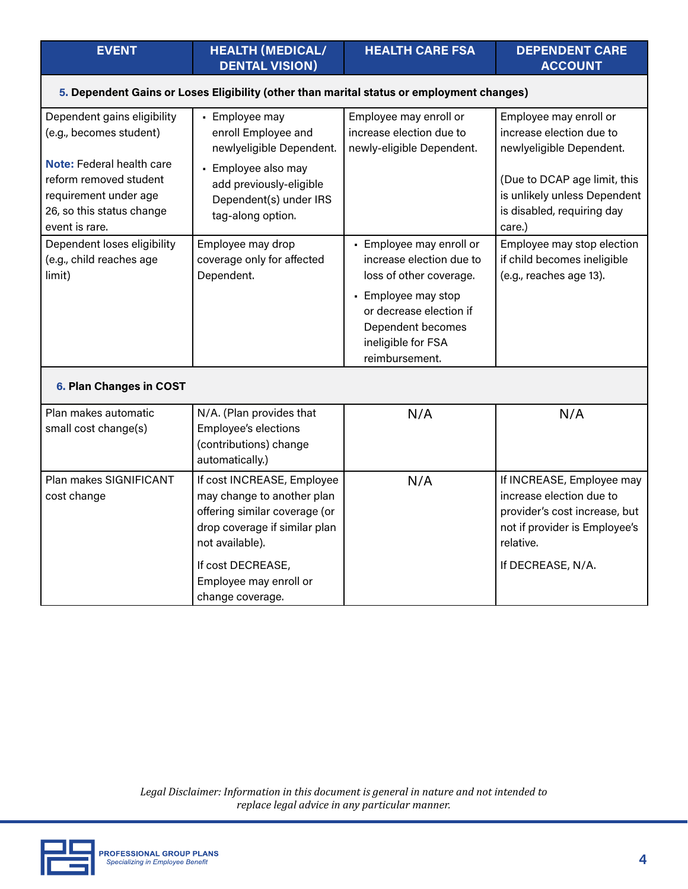| EVENT | HEALTH (MEDICAL/ DENTAL VISION) | HEALTH CARE FSA | DEPENDENT CARE ACCOUNT |
|---|---|---|---|
| **5. Dependent Gains or Loses Eligibility (other than marital status or employment changes)** | | | |
| Dependent gains eligibility (e.g., becomes student)<br><br>**Note:** Federal health care reform removed student requirement under age 26, so this status change event is rare. | ▪ Employee may enroll Employee and newlyeligible Dependent.<br>▪ Employee also may add previously-eligible Dependent(s) under IRS tag-along option. | Employee may enroll or increase election due to newly-eligible Dependent. | Employee may enroll or increase election due to newlyeligible Dependent.<br><br>(Due to DCAP age limit, this is unlikely unless Dependent is disabled, requiring day care.) |
| Dependent loses eligibility (e.g., child reaches age limit) | Employee may drop coverage only for affected Dependent. | ▪ Employee may enroll or increase election due to loss of other coverage.<br>▪ Employee may stop or decrease election if Dependent becomes ineligible for FSA reimbursement. | Employee may stop election if child becomes ineligible (e.g., reaches age 13). |
| **6. Plan Changes in COST** | | | |
| Plan makes automatic small cost change(s) | N/A. (Plan provides that Employee's elections (contributions) change automatically.) | N/A | N/A |
| Plan makes SIGNIFICANT cost change | If cost INCREASE, Employee may change to another plan offering similar coverage (or drop coverage if similar plan not available).<br><br>If cost DECREASE, Employee may enroll or change coverage. | N/A | If INCREASE, Employee may increase election due to provider's cost increase, but not if provider is Employee's relative.<br><br>If DECREASE, N/A. |

*Legal Disclaimer: Information in this document is general in nature and not intended to replace legal advice in any particular manner.*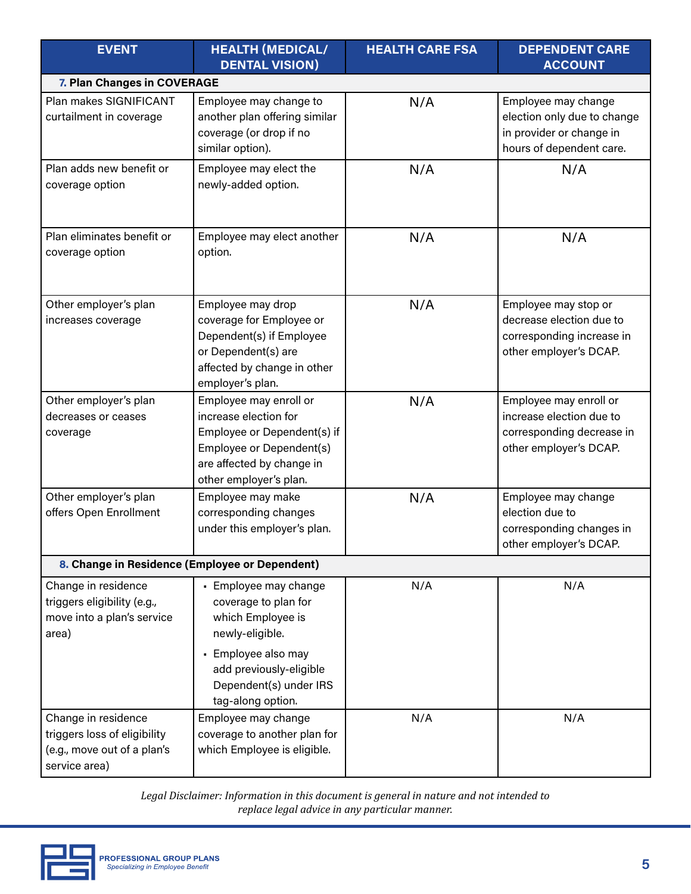| EVENT | HEALTH (MEDICAL/ DENTAL VISION) | HEALTH CARE FSA | DEPENDENT CARE ACCOUNT |
|---|---|---|---|
| **7. Plan Changes in COVERAGE** | | | |
| Plan makes SIGNIFICANT curtailment in coverage | Employee may change to another plan offering similar coverage (or drop if no similar option). | N/A | Employee may change election only due to change in provider or change in hours of dependent care. |
| Plan adds new benefit or coverage option | Employee may elect the newly-added option. | N/A | N/A |
| Plan eliminates benefit or coverage option | Employee may elect another option. | N/A | N/A |
| Other employer's plan increases coverage | Employee may drop coverage for Employee or Dependent(s) if Employee or Dependent(s) are affected by change in other employer's plan. | N/A | Employee may stop or decrease election due to corresponding increase in other employer's DCAP. |
| Other employer's plan decreases or ceases coverage | Employee may enroll or increase election for Employee or Dependent(s) if Employee or Dependent(s) are affected by change in other employer's plan. | N/A | Employee may enroll or increase election due to corresponding decrease in other employer's DCAP. |
| Other employer's plan offers Open Enrollment | Employee may make corresponding changes under this employer's plan. | N/A | Employee may change election due to corresponding changes in other employer's DCAP. |
| **8. Change in Residence (Employee or Dependent)** | | | |
| Change in residence triggers eligibility (e.g., move into a plan's service area) | ▪ Employee may change coverage to plan for which Employee is newly-eligible.<br>▪ Employee also may add previously-eligible Dependent(s) under IRS tag-along option. | N/A | N/A |
| Change in residence triggers loss of eligibility (e.g., move out of a plan's service area) | Employee may change coverage to another plan for which Employee is eligible. | N/A | N/A |

*Legal Disclaimer: Information in this document is general in nature and not intended to replace legal advice in any particular manner.*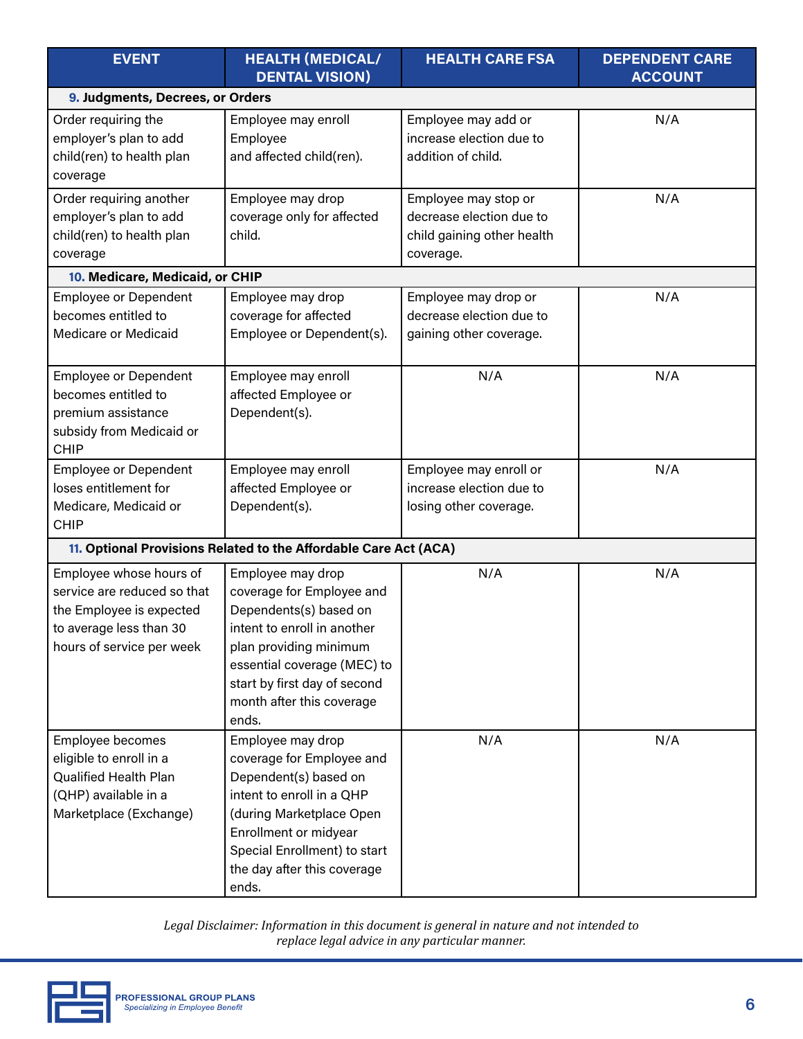| EVENT | HEALTH (MEDICAL/ DENTAL VISION) | HEALTH CARE FSA | DEPENDENT CARE ACCOUNT |
|---|---|---|---|
| **9. Judgments, Decrees, or Orders** | | | |
| Order requiring the employer's plan to add child(ren) to health plan coverage | Employee may enroll Employee and affected child(ren). | Employee may add or increase election due to addition of child. | N/A |
| Order requiring another employer's plan to add child(ren) to health plan coverage | Employee may drop coverage only for affected child. | Employee may stop or decrease election due to child gaining other health coverage. | N/A |
| **10. Medicare, Medicaid, or CHIP** | | | |
| Employee or Dependent becomes entitled to Medicare or Medicaid | Employee may drop coverage for affected Employee or Dependent(s). | Employee may drop or decrease election due to gaining other coverage. | N/A |
| Employee or Dependent becomes entitled to premium assistance subsidy from Medicaid or CHIP | Employee may enroll affected Employee or Dependent(s). | N/A | N/A |
| Employee or Dependent loses entitlement for Medicare, Medicaid or CHIP | Employee may enroll affected Employee or Dependent(s). | Employee may enroll or increase election due to losing other coverage. | N/A |
| **11. Optional Provisions Related to the Affordable Care Act (ACA)** | | | |
| Employee whose hours of service are reduced so that the Employee is expected to average less than 30 hours of service per week | Employee may drop coverage for Employee and Dependents(s) based on intent to enroll in another plan providing minimum essential coverage (MEC) to start by first day of second month after this coverage ends. | N/A | N/A |
| Employee becomes eligible to enroll in a Qualified Health Plan (QHP) available in a Marketplace (Exchange) | Employee may drop coverage for Employee and Dependent(s) based on intent to enroll in a QHP (during Marketplace Open Enrollment or midyear Special Enrollment) to start the day after this coverage ends. | N/A | N/A |

*Legal Disclaimer: Information in this document is general in nature and not intended to replace legal advice in any particular manner.*

PROFESSIONAL GROUP PLANS
*Specializing in Employee Benefit*